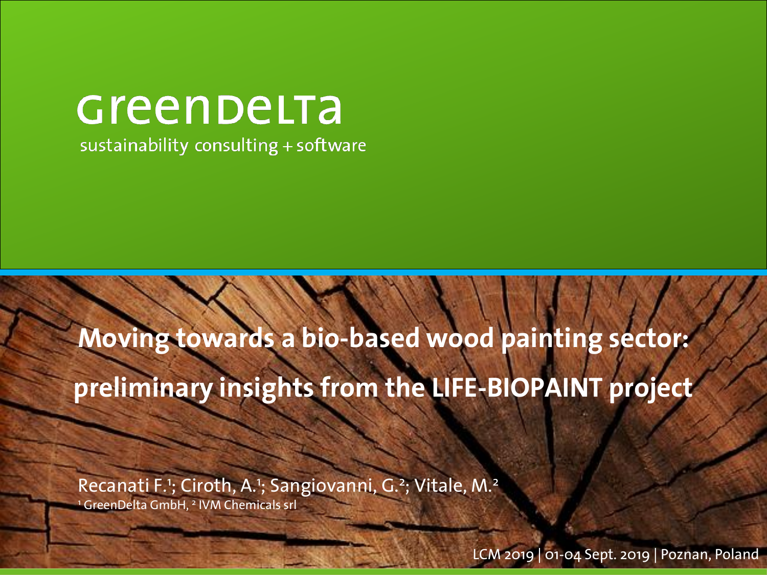GreenDelta

sustainability consulting + software

# Moving towards a bio-based wood painting sector: preliminary insights from the LIFE-BIOPAINT project

Recanati F.[1]; Ciroth, A.[1]; Sangiovanni, G.[2]; Vitale, M.[2]

[1] GreenDelta GmbH, [2] IVM Chemicals srl

LCM 2019 | 01-04 Sept. 2019 | Poznan, Poland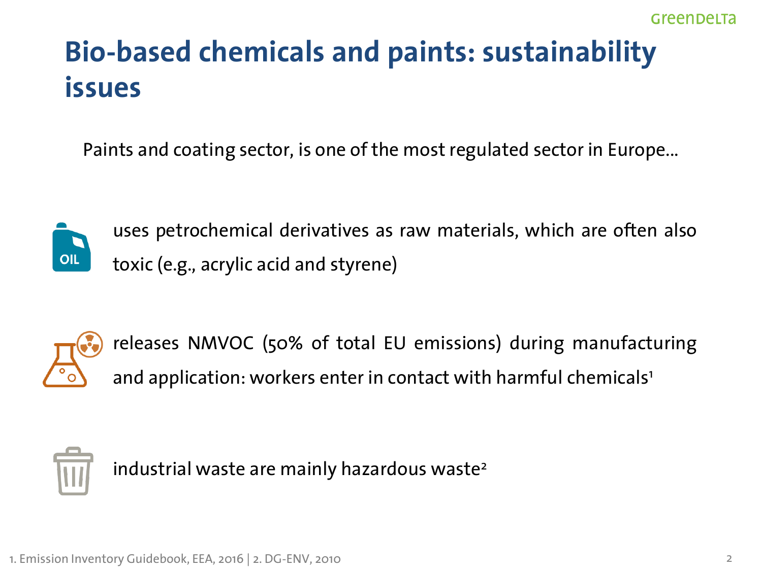# Bio-based chemicals and paints: sustainability issues

Paints and coating sector, is one of the most regulated sector in Europe…

- uses petrochemical derivatives as raw materials, which are often also toxic (e.g., acrylic acid and styrene)
- releases NMVOC (50% of total EU emissions) during manufacturing and application: workers enter in contact with harmful chemicals[1]
- industrial waste are mainly hazardous waste[2]

1. Emission Inventory Guidebook, EEA, 2016 | 2. DG-ENV, 2010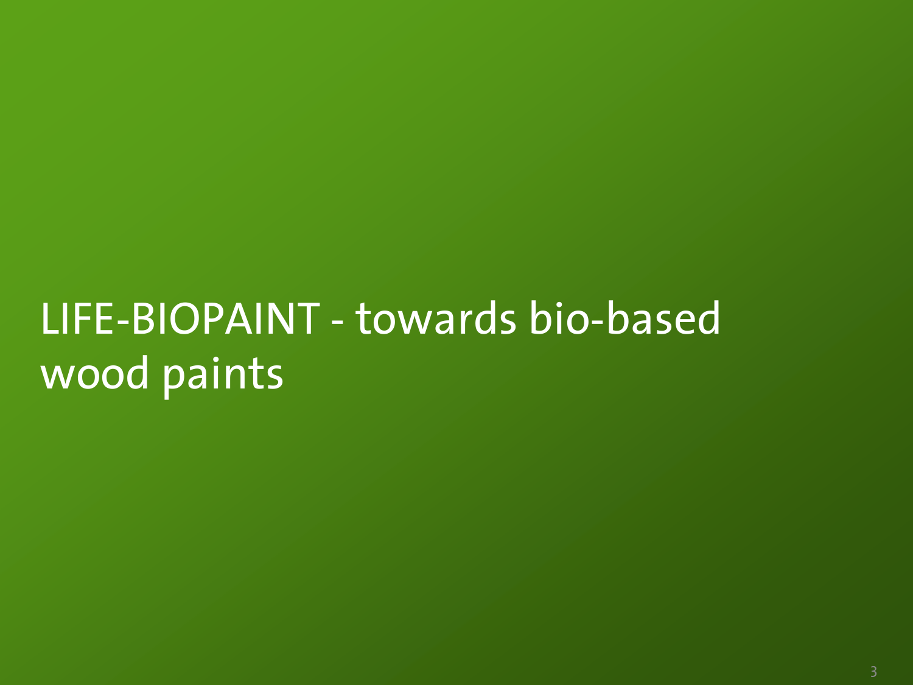# LIFE-BIOPAINT - towards bio-based wood paints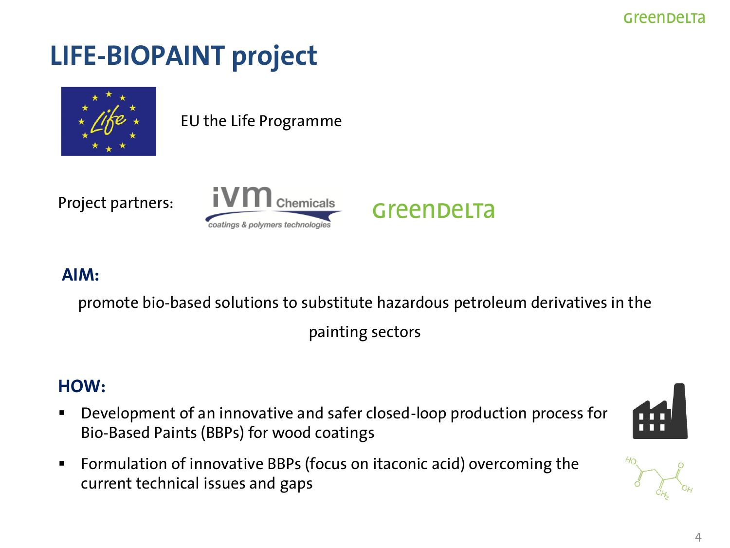# LIFE-BIOPAINT project

EU the Life Programme

Project partners: iVM Chemicals coatings & polymers technologies GreenDelta

**AIM:**

promote bio-based solutions to substitute hazardous petroleum derivatives in the painting sectors

**HOW:**

- Development of an innovative and safer closed-loop production process for Bio-Based Paints (BBPs) for wood coatings
- Formulation of innovative BBPs (focus on itaconic acid) overcoming the current technical issues and gaps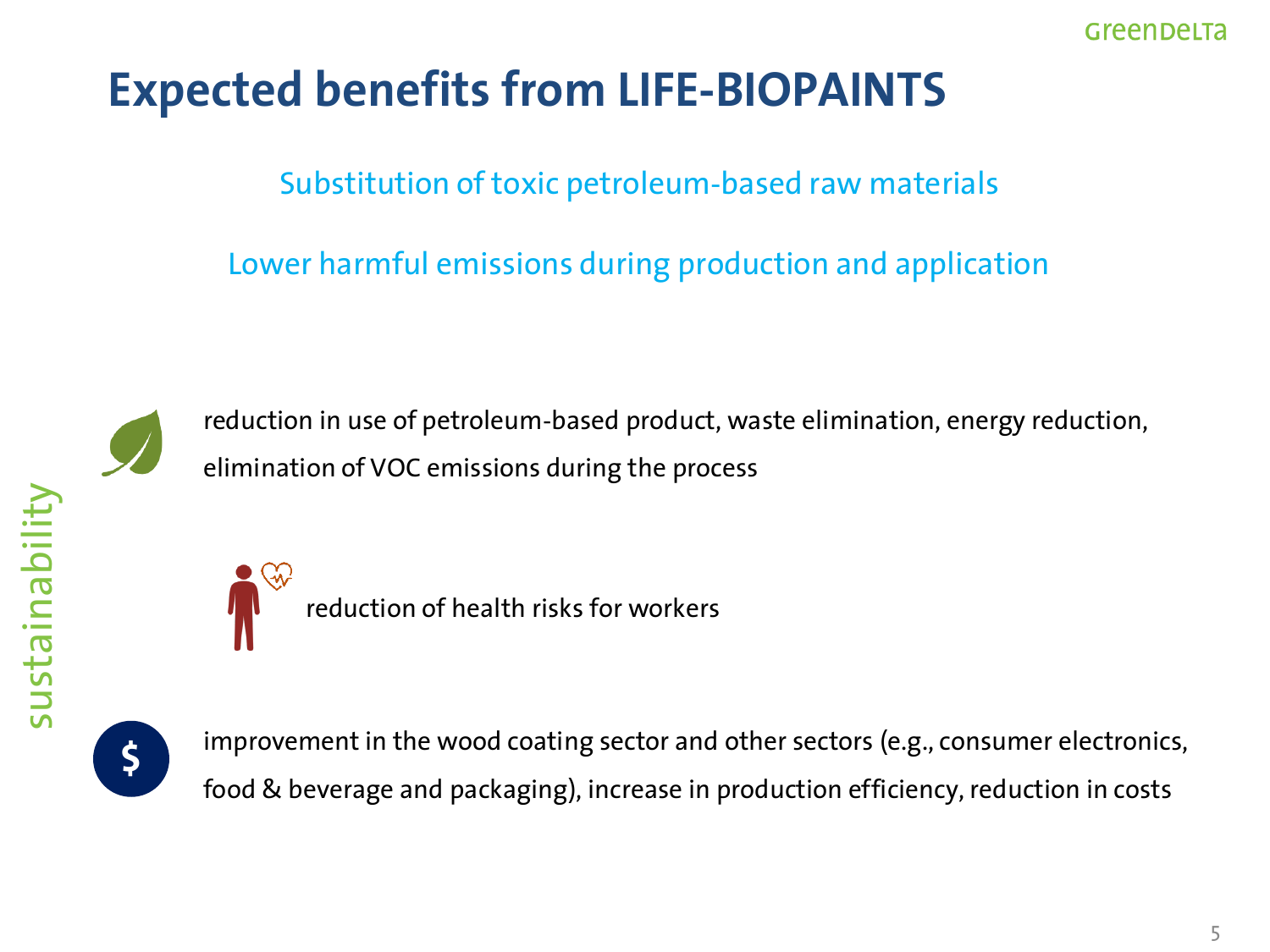# Expected benefits from LIFE-BIOPAINTS

Substitution of toxic petroleum-based raw materials

Lower harmful emissions during production and application

sustainability

- reduction in use of petroleum-based product, waste elimination, energy reduction, elimination of VOC emissions during the process
- reduction of health risks for workers
- improvement in the wood coating sector and other sectors (e.g., consumer electronics, food & beverage and packaging), increase in production efficiency, reduction in costs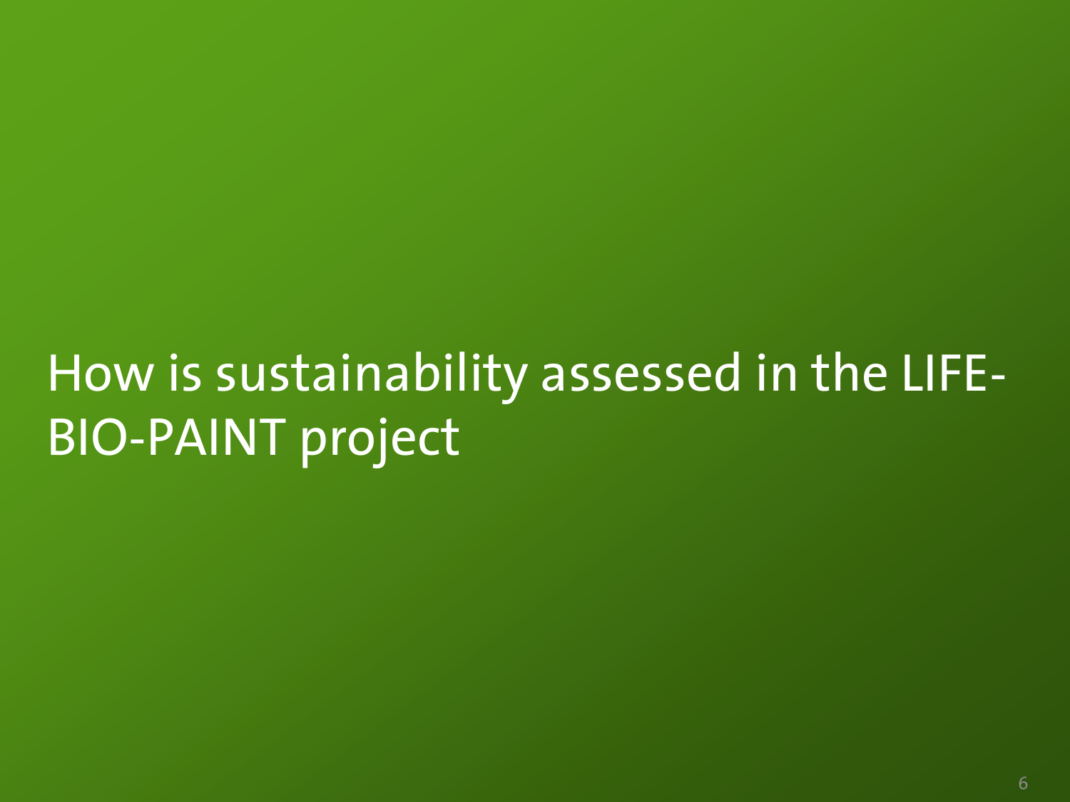# How is sustainability assessed in the LIFE-BIO-PAINT project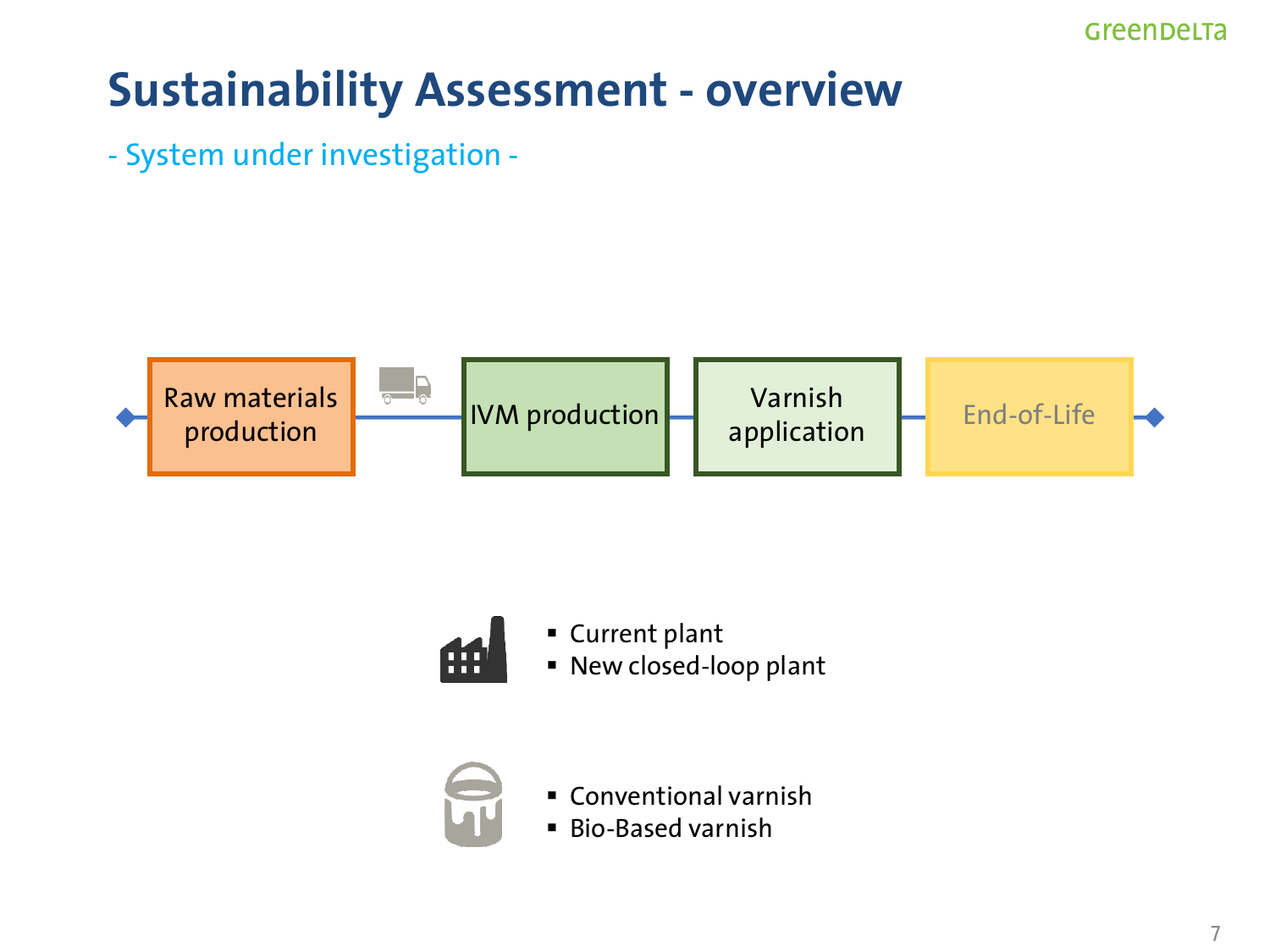# Sustainability Assessment - overview

- System under investigation -

Raw materials production → IVM production → Varnish application → End-of-Life

- Current plant
- New closed-loop plant

- Conventional varnish
- Bio-Based varnish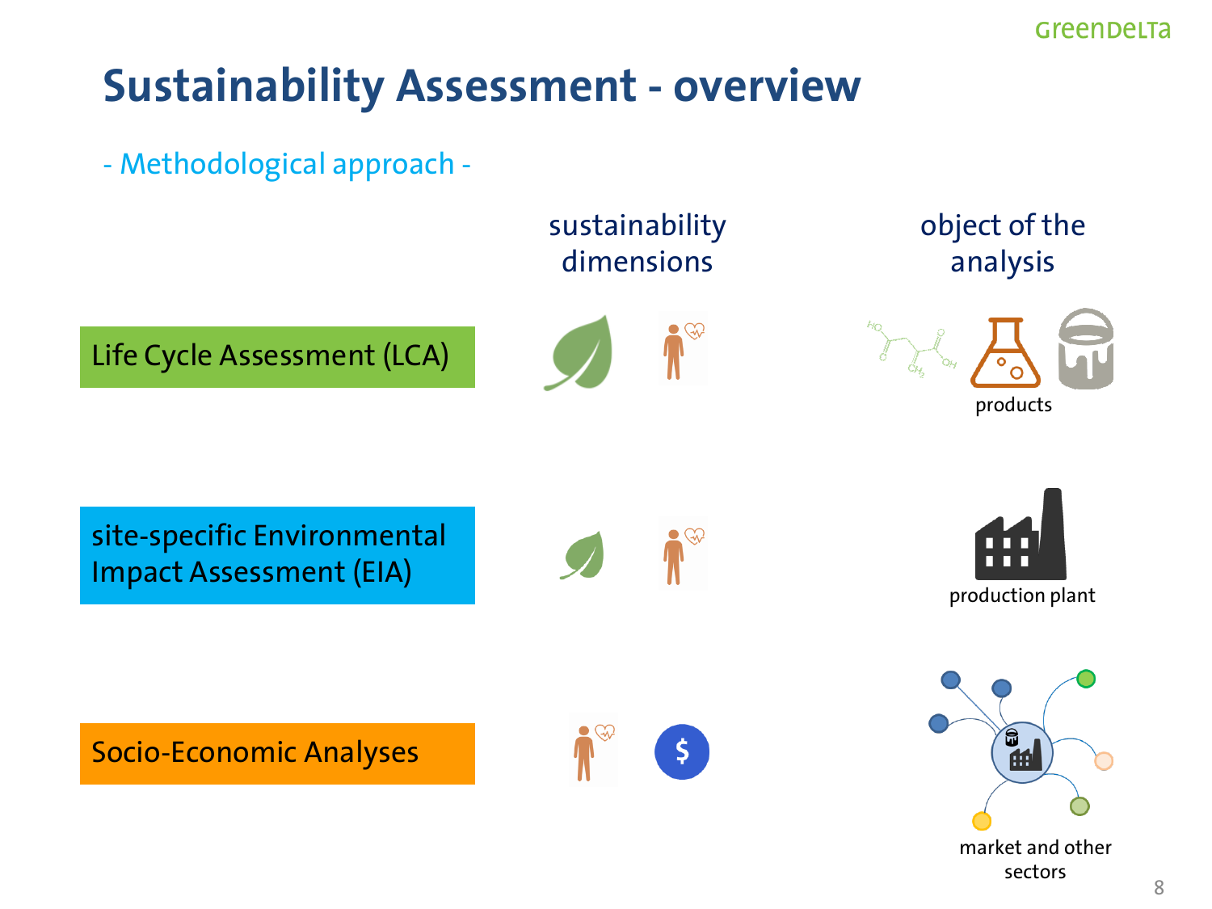# Sustainability Assessment - overview

- Methodological approach -

| | sustainability dimensions | object of the analysis |
|---|---|---|
| Life Cycle Assessment (LCA) | | products |
| site-specific Environmental Impact Assessment (EIA) | | production plant |
| Socio-Economic Analyses | | market and other sectors |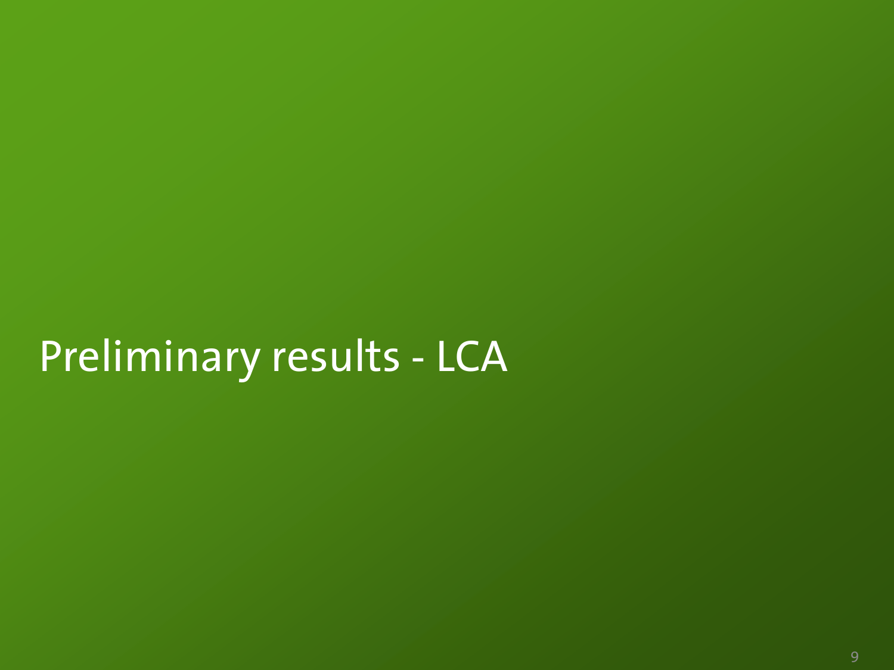# Preliminary results - LCA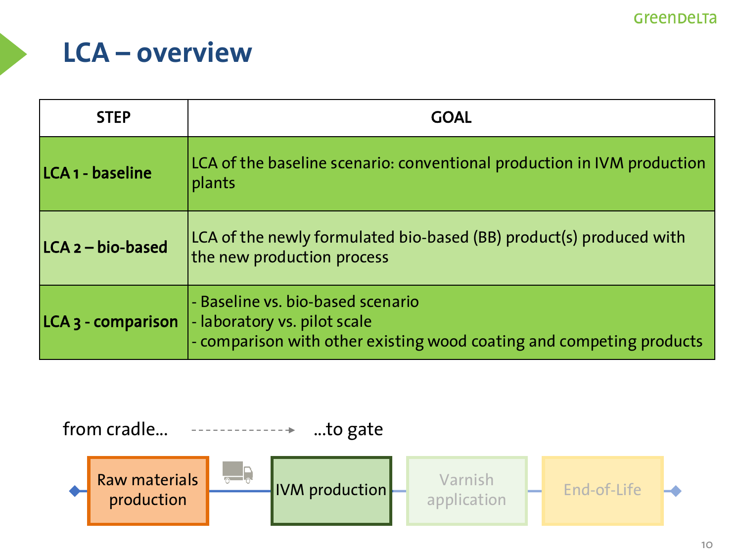# LCA – overview

| STEP | GOAL |
| --- | --- |
| **LCA 1 - baseline** | LCA of the baseline scenario: conventional production in IVM production plants |
| **LCA 2 – bio-based** | LCA of the newly formulated bio-based (BB) product(s) produced with the new production process |
| **LCA 3 - comparison** | - Baseline vs. bio-based scenario<br>- laboratory vs. pilot scale<br>- comparison with other existing wood coating and competing products |

from cradle... ...to gate

Raw materials production → IVM production → Varnish application → End-of-Life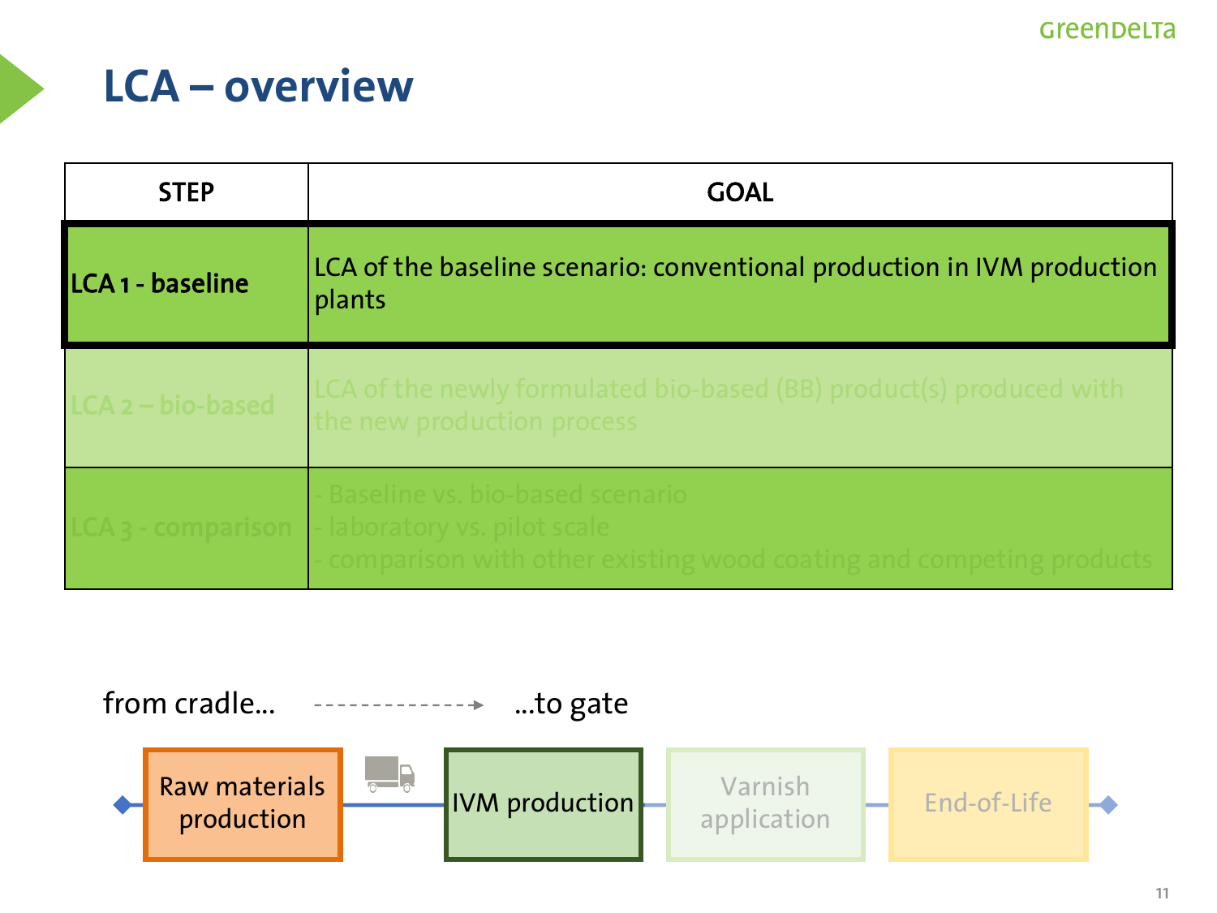# LCA – overview

| STEP | GOAL |
| --- | --- |
| **LCA 1 - baseline** | LCA of the baseline scenario: conventional production in IVM production plants |
| LCA 2 – bio-based | LCA of the newly formulated bio-based (BB) product(s) produced with the new production process |
| LCA 3 - comparison | - Baseline vs. bio-based scenario<br>- laboratory vs. pilot scale<br>- comparison with other existing wood coating and competing products |

from cradle... -------------→ ...to gate

Raw materials production → IVM production → Varnish application → End-of-Life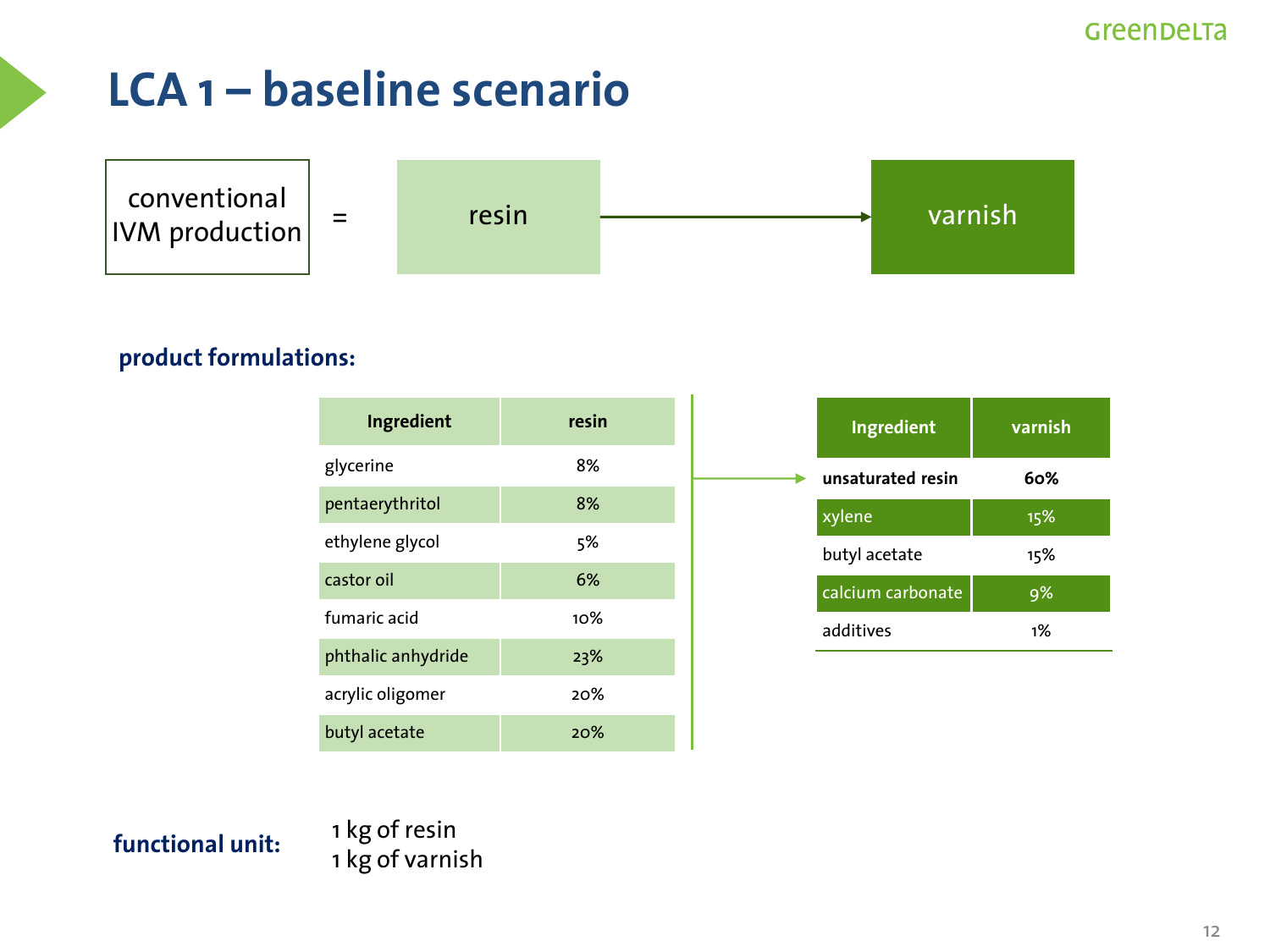# LCA 1 – baseline scenario

conventional IVM production = resin → varnish

**product formulations:**

| Ingredient | resin |
|---|---|
| glycerine | 8% |
| pentaerythritol | 8% |
| ethylene glycol | 5% |
| castor oil | 6% |
| fumaric acid | 10% |
| phthalic anhydride | 23% |
| acrylic oligomer | 20% |
| butyl acetate | 20% |

| Ingredient | varnish |
|---|---|
| **unsaturated resin** | **60%** |
| xylene | 15% |
| butyl acetate | 15% |
| calcium carbonate | 9% |
| additives | 1% |

**functional unit:**

1 kg of resin
1 kg of varnish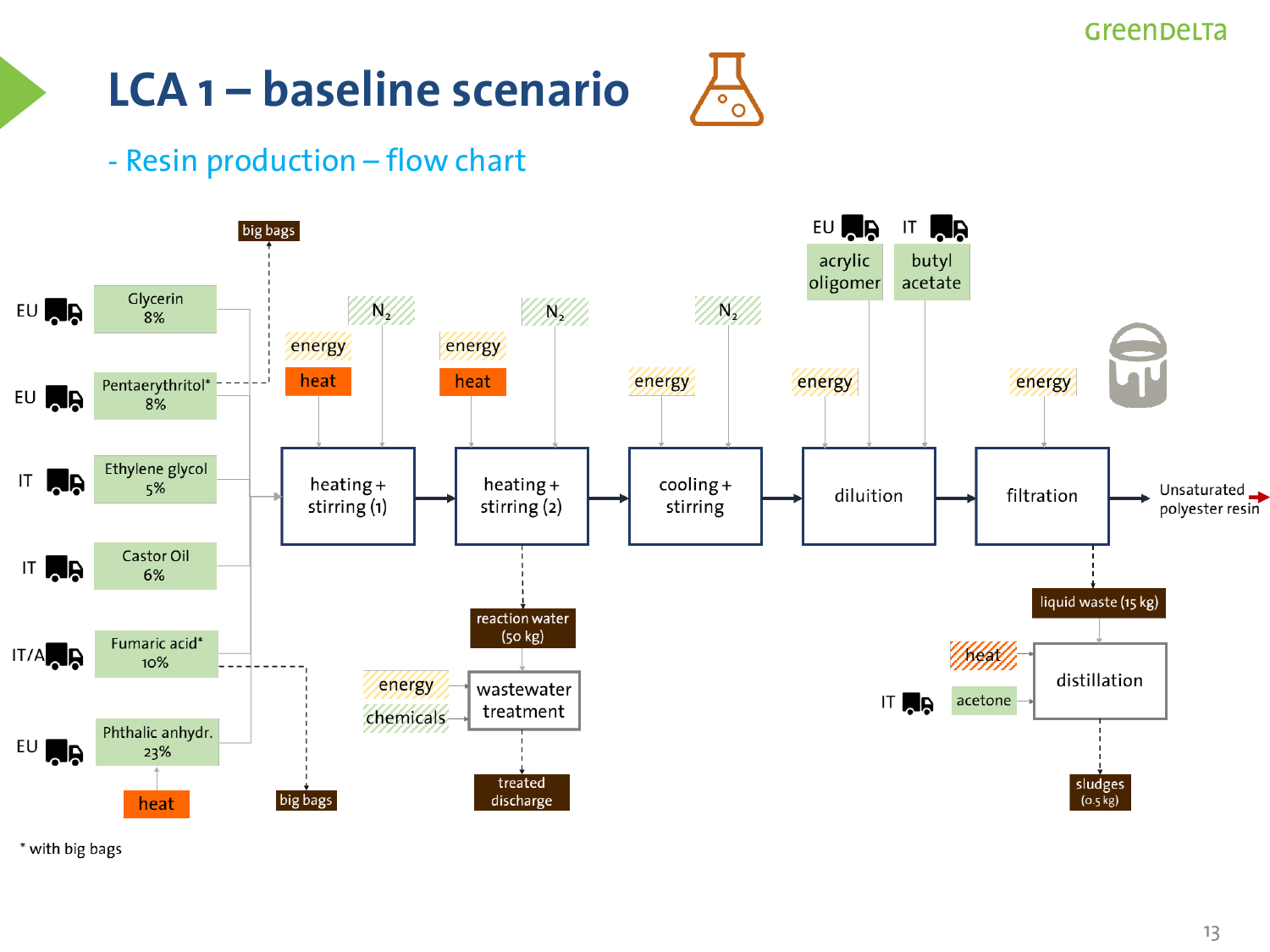# LCA 1 – baseline scenario

## - Resin production – flow chart

**Raw materials (to heating + stirring (1)):**

- EU – Glycerin 8%
- EU – Pentaerythritol* 8% (→ big bags)
- IT – Ethylene glycol 5%
- IT – Castor Oil 6%
- IT/A – Fumaric acid* 10% (→ big bags)
- EU – Phthalic anhydr. 23% (← heat)

**Process chain:**

1. **heating + stirring (1)** – inputs: energy, heat, $N_2$
2. **heating + stirring (2)** – inputs: energy, heat, $N_2$; output: reaction water (50 kg) → **wastewater treatment** (inputs: energy, chemicals) → treated discharge
3. **cooling + stirring** – inputs: energy, $N_2$
4. **diluition** – inputs: energy, acrylic oligomer (EU), butyl acetate (IT)
5. **filtration** – input: energy; output: liquid waste (15 kg) → **distillation** (inputs: heat, acetone (IT)) → sludges (0.5 kg)

**Output:** Unsaturated polyester resin

\* with big bags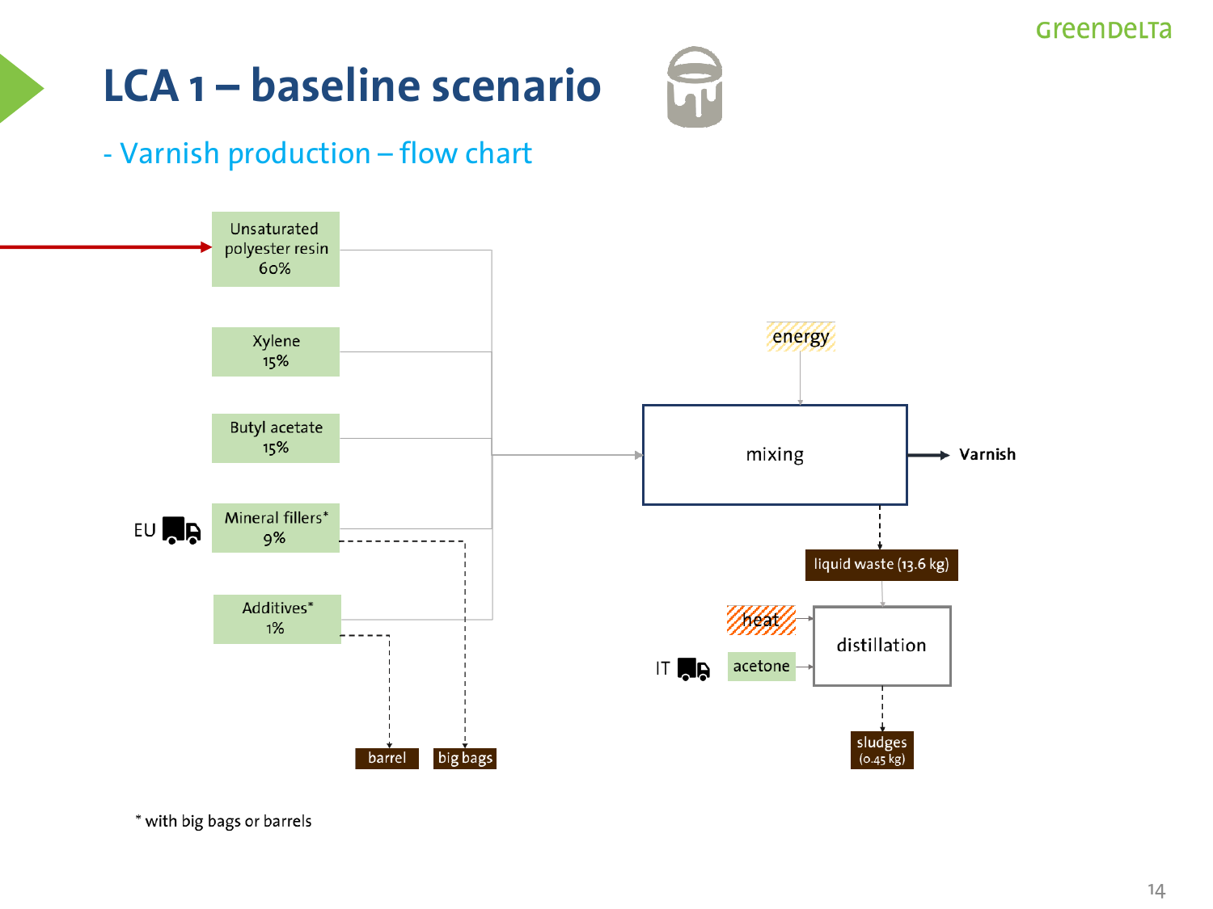# LCA 1 – baseline scenario

## - Varnish production – flow chart

Unsaturated polyester resin 60%

Xylene 15%

Butyl acetate 15%

EU

Mineral fillers* 9%

Additives* 1%

energy

mixing

Varnish

liquid waste (13.6 kg)

heat

IT

acetone

distillation

sludges (0.45 kg)

barrel

big bags

* with big bags or barrels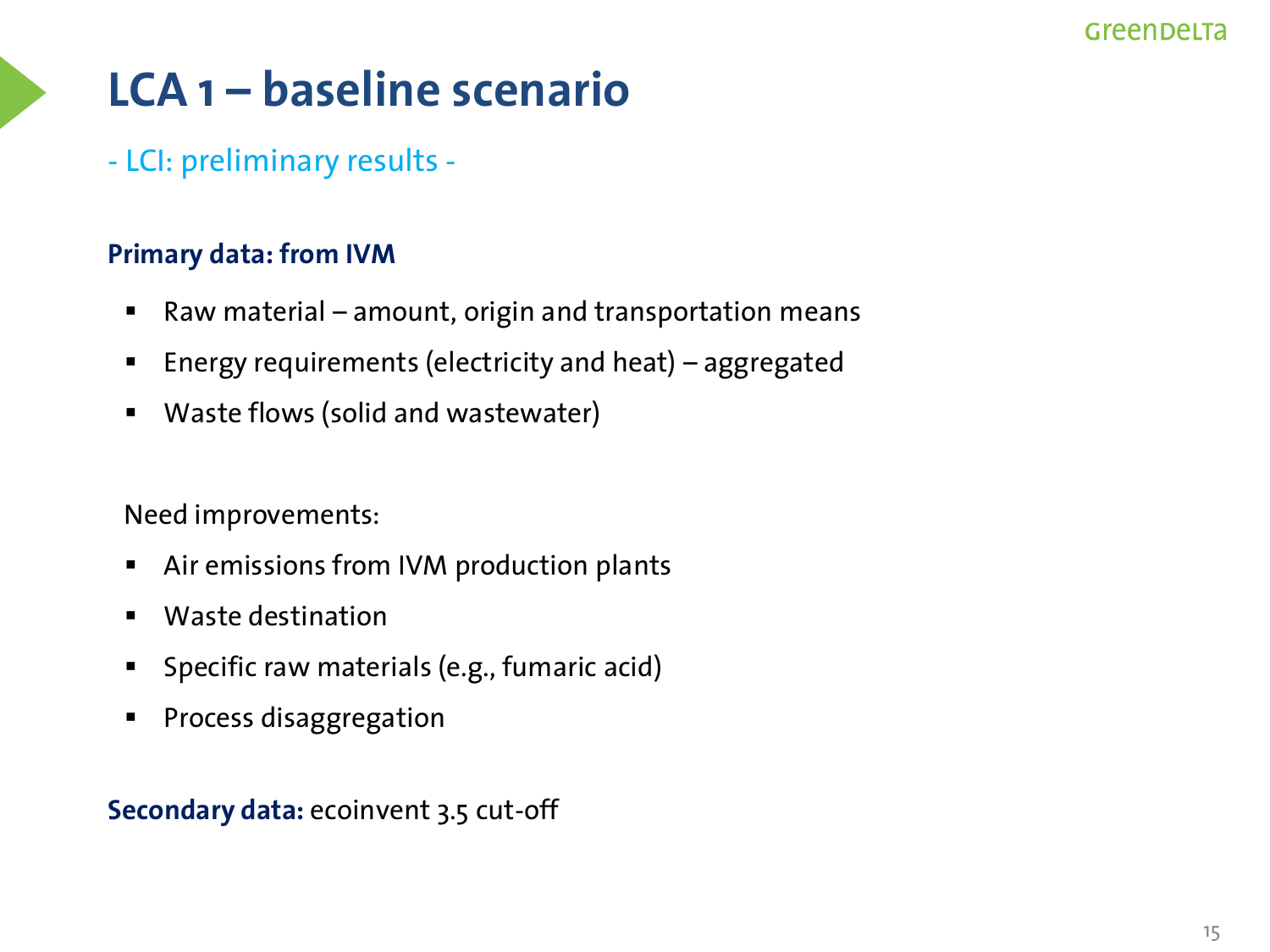# LCA 1 – baseline scenario

- LCI: preliminary results -

**Primary data: from IVM**

- Raw material – amount, origin and transportation means
- Energy requirements (electricity and heat) – aggregated
- Waste flows (solid and wastewater)

Need improvements:

- Air emissions from IVM production plants
- Waste destination
- Specific raw materials (e.g., fumaric acid)
- Process disaggregation

**Secondary data:** ecoinvent 3.5 cut-off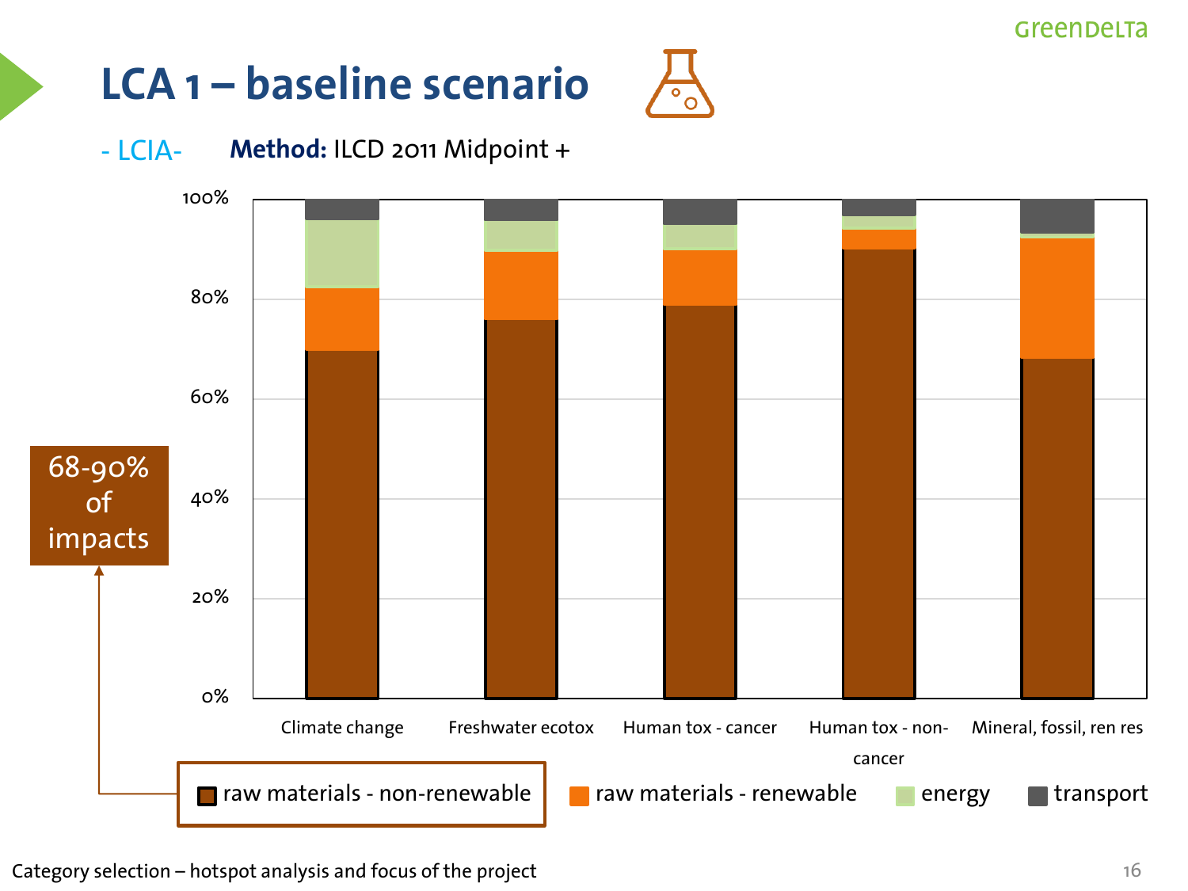# LCA 1 – baseline scenario

- LCIA- **Method:** ILCD 2011 Midpoint +

68-90% of impacts

| | raw materials - non-renewable | raw materials - renewable | energy | transport |
|---|---|---|---|---|
| Climate change | | | | |
| Freshwater ecotox | | | | |
| Human tox - cancer | | | | |
| Human tox - non-cancer | | | | |
| Mineral, fossil, ren res | | | | |

Category selection – hotspot analysis and focus of the project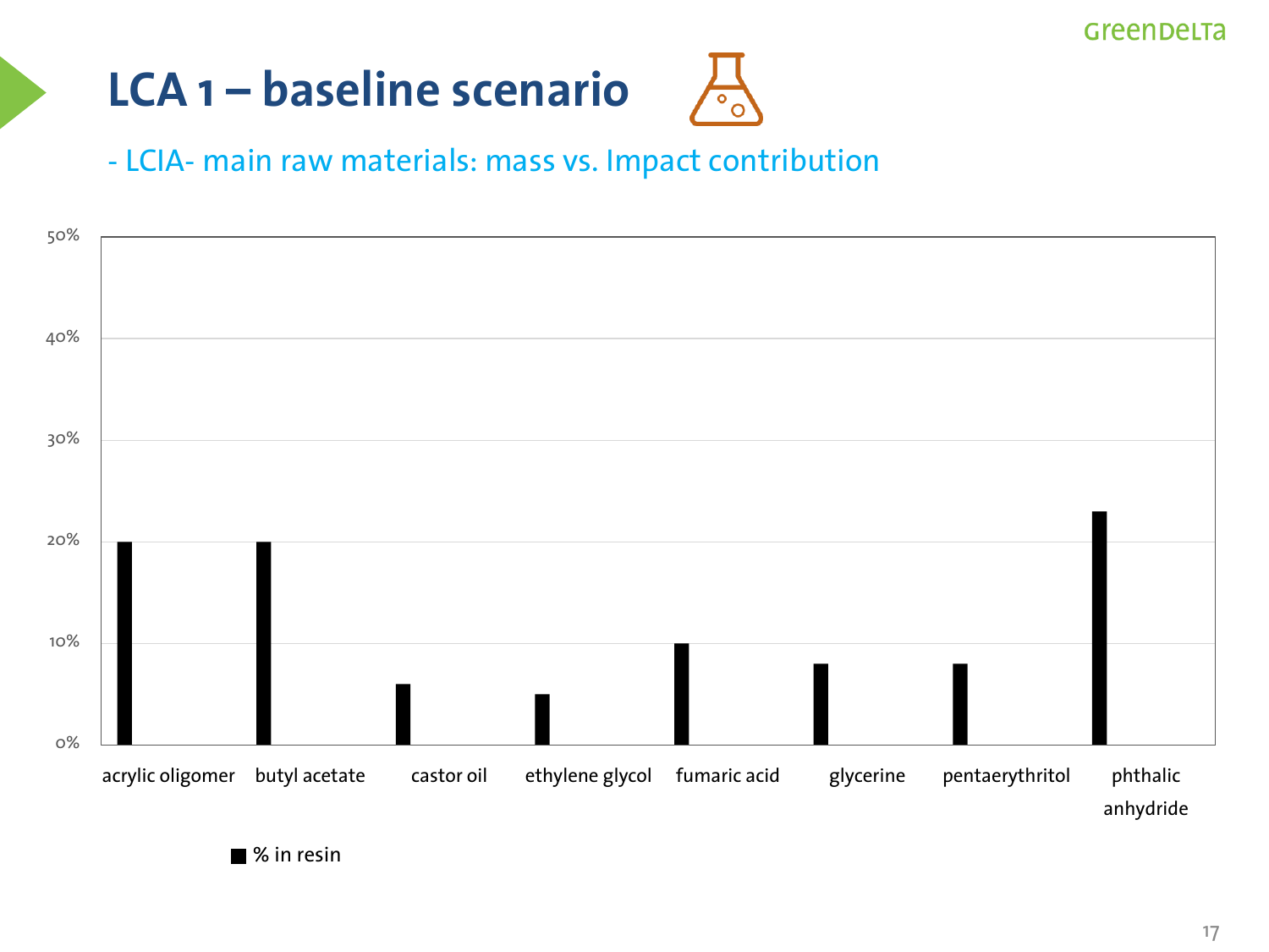# LCA 1 – baseline scenario

- LCIA- main raw materials: mass vs. Impact contribution

| Raw material | % in resin |
| --- | --- |
| acrylic oligomer | 20% |
| butyl acetate | 20% |
| castor oil | 6% |
| ethylene glycol | 5% |
| fumaric acid | 10% |
| glycerine | 8% |
| pentaerythritol | 8% |
| phthalic anhydride | 23% |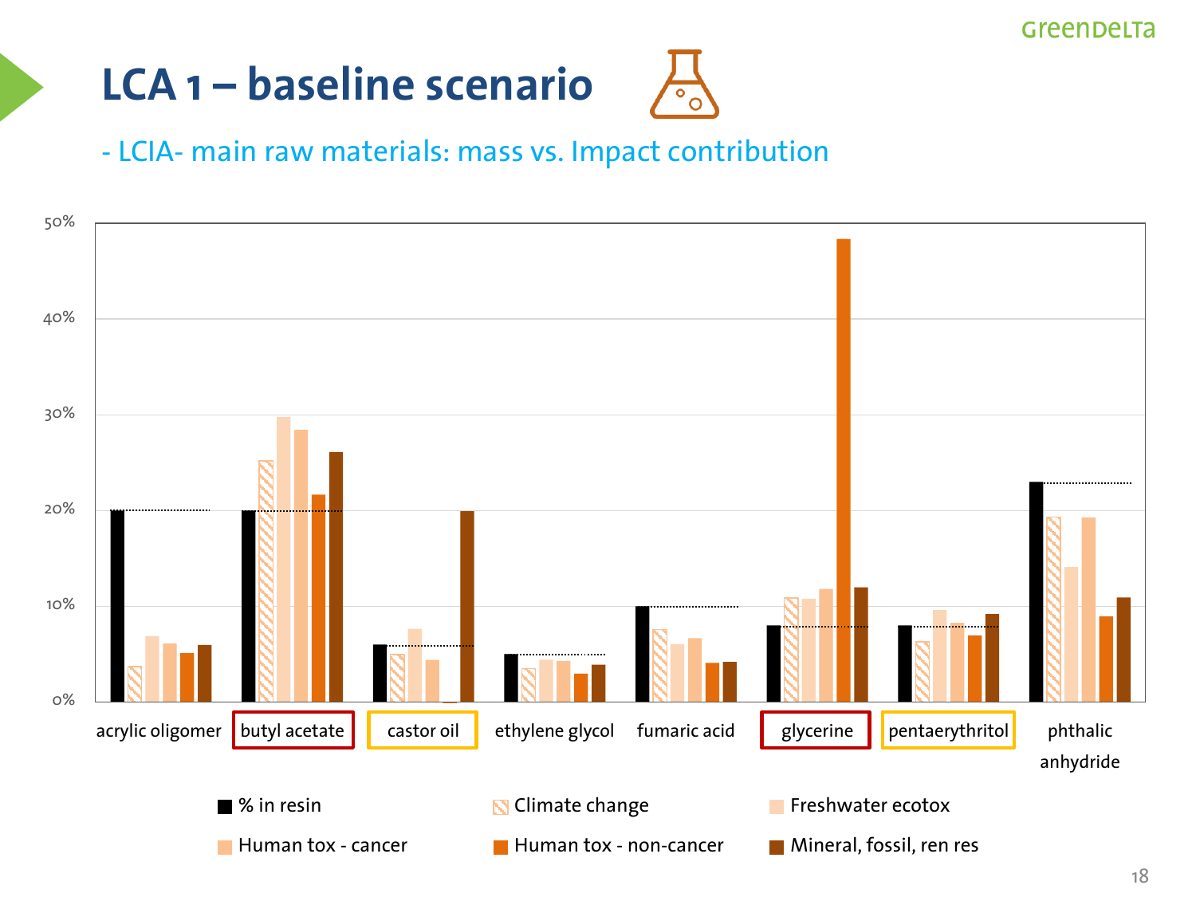# LCA 1 – baseline scenario

## - LCIA- main raw materials: mass vs. Impact contribution

50%

40%

30%

20%

10%

0%

acrylic oligomer | butyl acetate | castor oil | ethylene glycol | fumaric acid | glycerine | pentaerythritol | phthalic anhydride

% in resin | Climate change | Freshwater ecotox | Human tox - cancer | Human tox - non-cancer | Mineral, fossil, ren res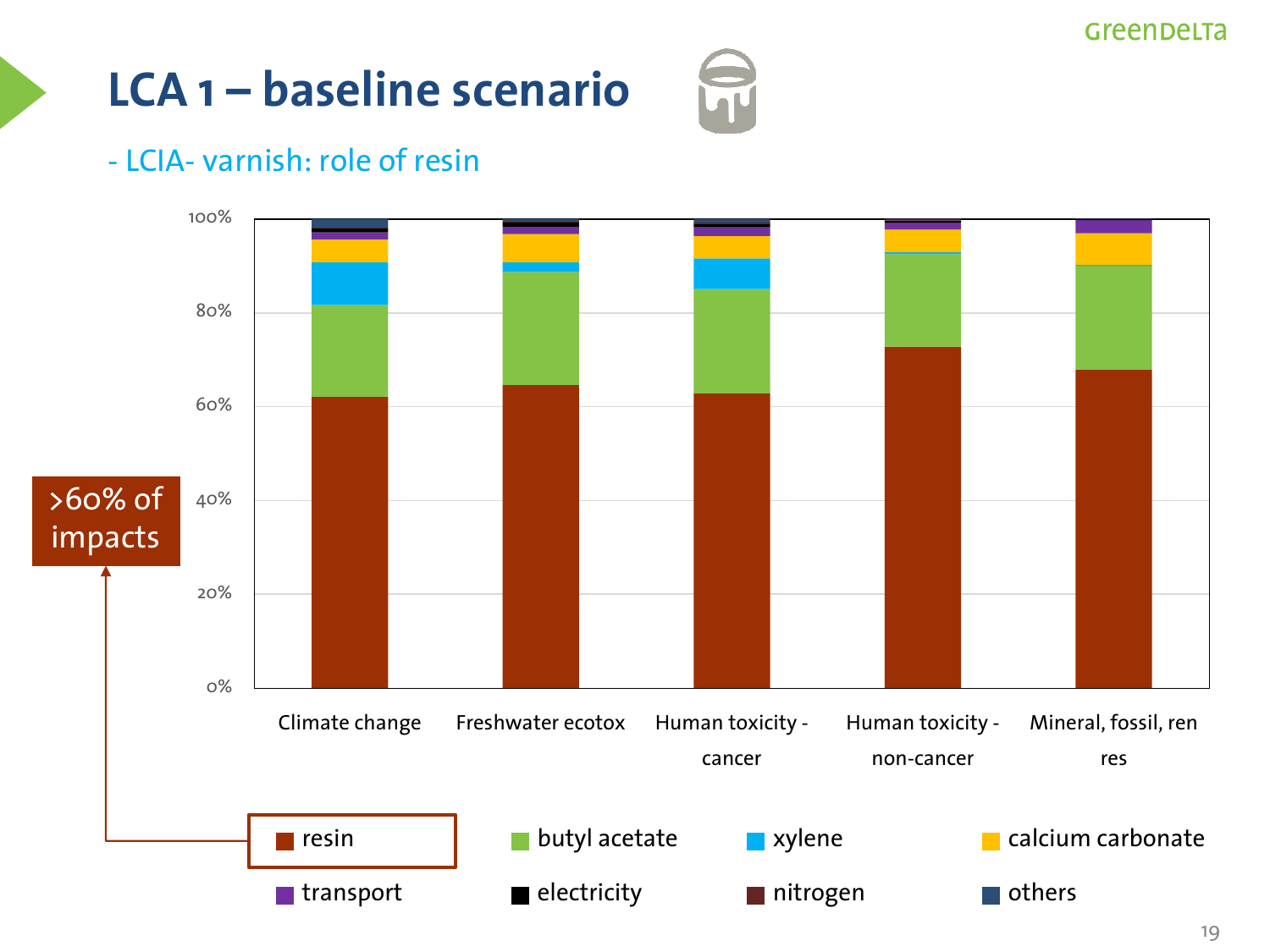# LCA 1 – baseline scenario

- LCIA- varnish: role of resin

>60% of impacts

| | Climate change | Freshwater ecotox | Human toxicity - cancer | Human toxicity - non-cancer | Mineral, fossil, ren res |
|---|---|---|---|---|---|

Legend: resin, butyl acetate, xylene, calcium carbonate, transport, electricity, nitrogen, others

Axis: 0%, 20%, 40%, 60%, 80%, 100%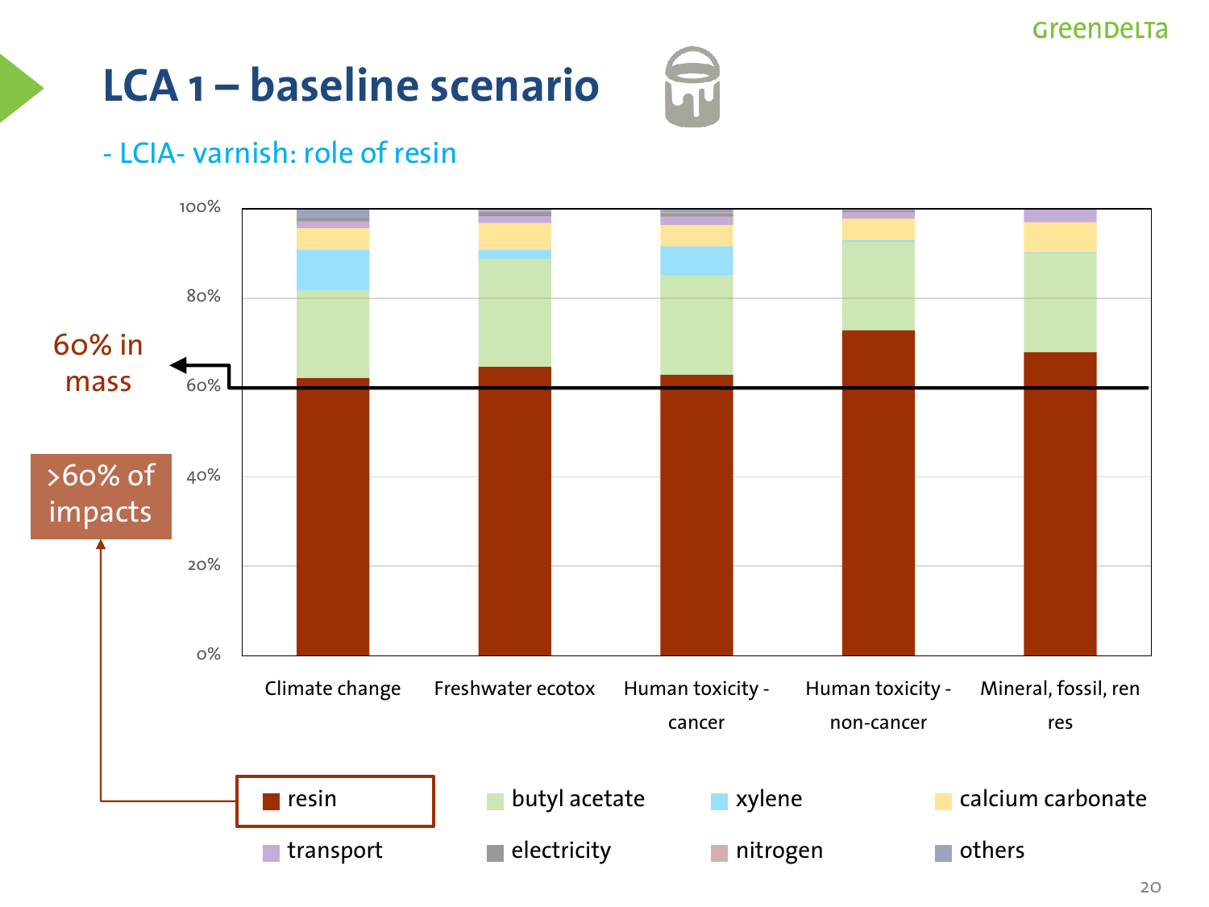# LCA 1 – baseline scenario

## - LCIA- varnish: role of resin

60% in mass

>60% of impacts

| | Climate change | Freshwater ecotox | Human toxicity - cancer | Human toxicity - non-cancer | Mineral, fossil, ren res |
|---|---|---|---|---|---|

Legend: resin, butyl acetate, xylene, calcium carbonate, transport, electricity, nitrogen, others

Axis: 0%, 20%, 40%, 60%, 80%, 100%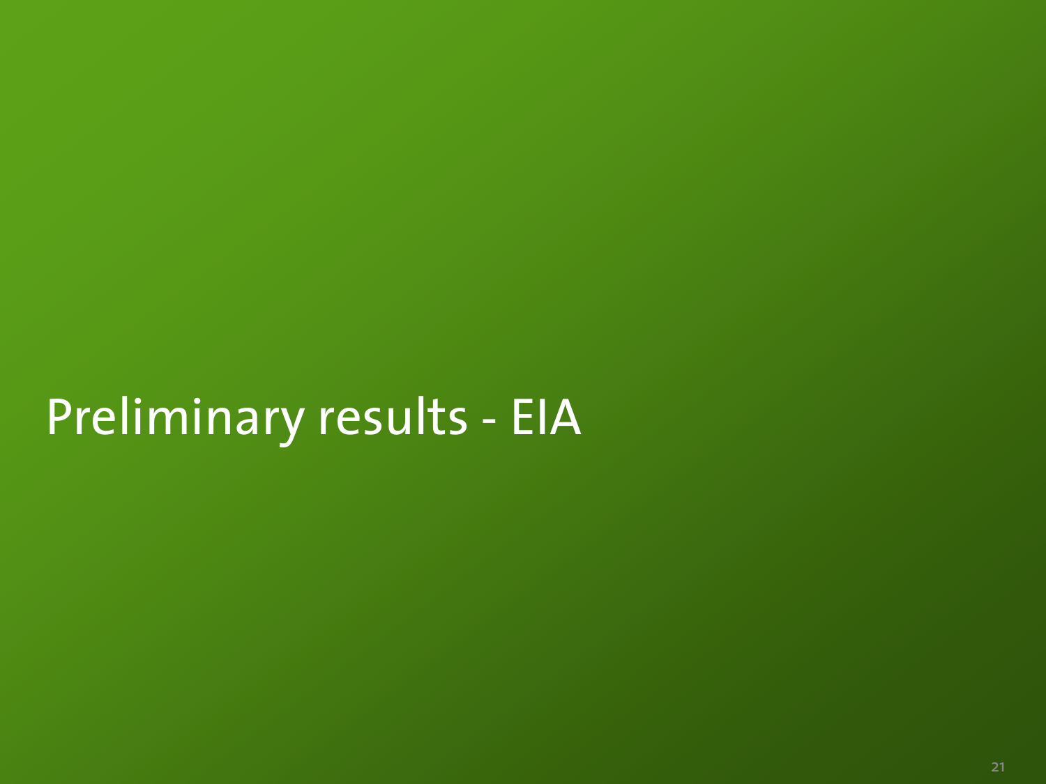# Preliminary results - EIA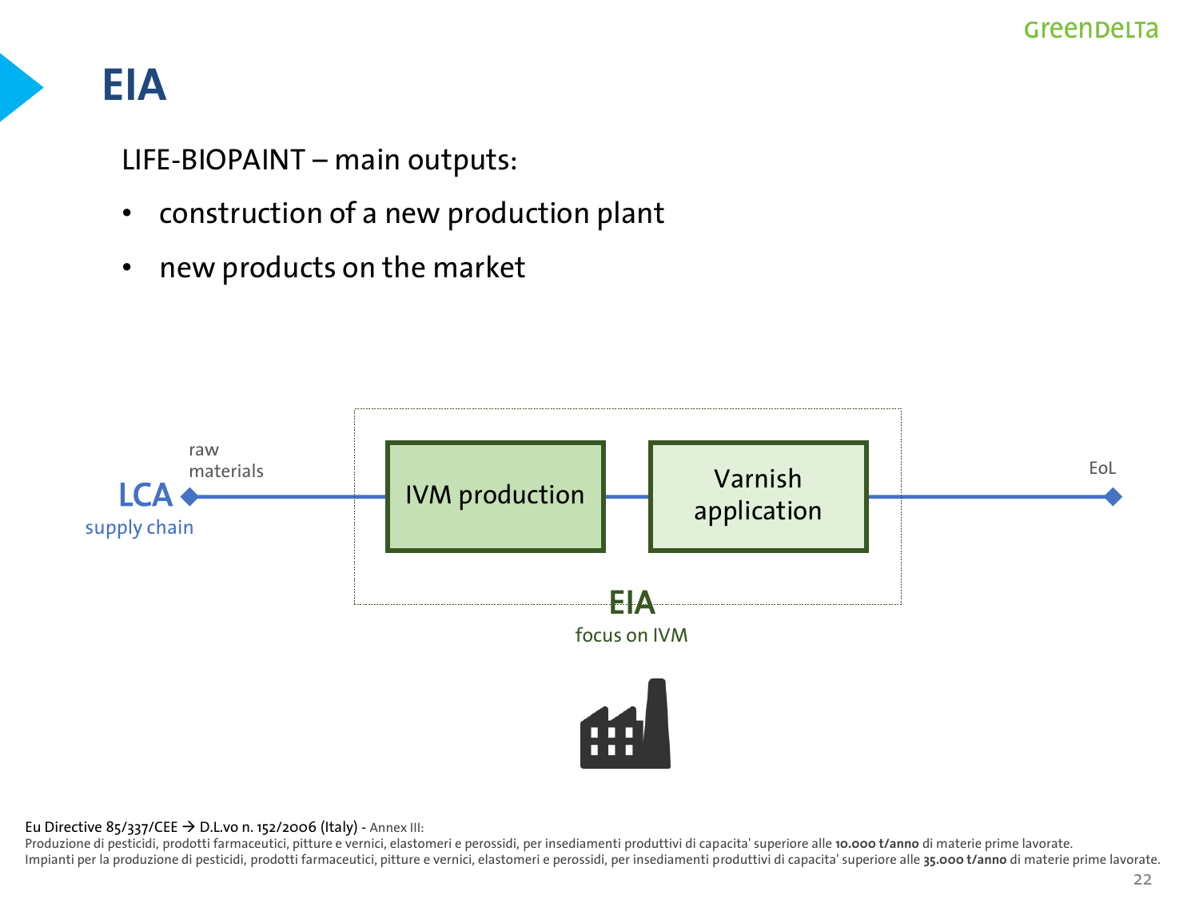# EIA

LIFE-BIOPAINT – main outputs:

- construction of a new production plant
- new products on the market

LCA supply chain — raw materials → IVM production → Varnish application → EoL

EIA focus on IVM

Eu Directive 85/337/CEE → D.L.vo n. 152/2006 (Italy) - Annex III:
Produzione di pesticidi, prodotti farmaceutici, pitture e vernici, elastomeri e perossidi, per insediamenti produttivi di capacita' superiore alle **10.000 t/anno** di materie prime lavorate.
Impianti per la produzione di pesticidi, prodotti farmaceutici, pitture e vernici, elastomeri e perossidi, per insediamenti produttivi di capacita' superiore alle **35.000 t/anno** di materie prime lavorate.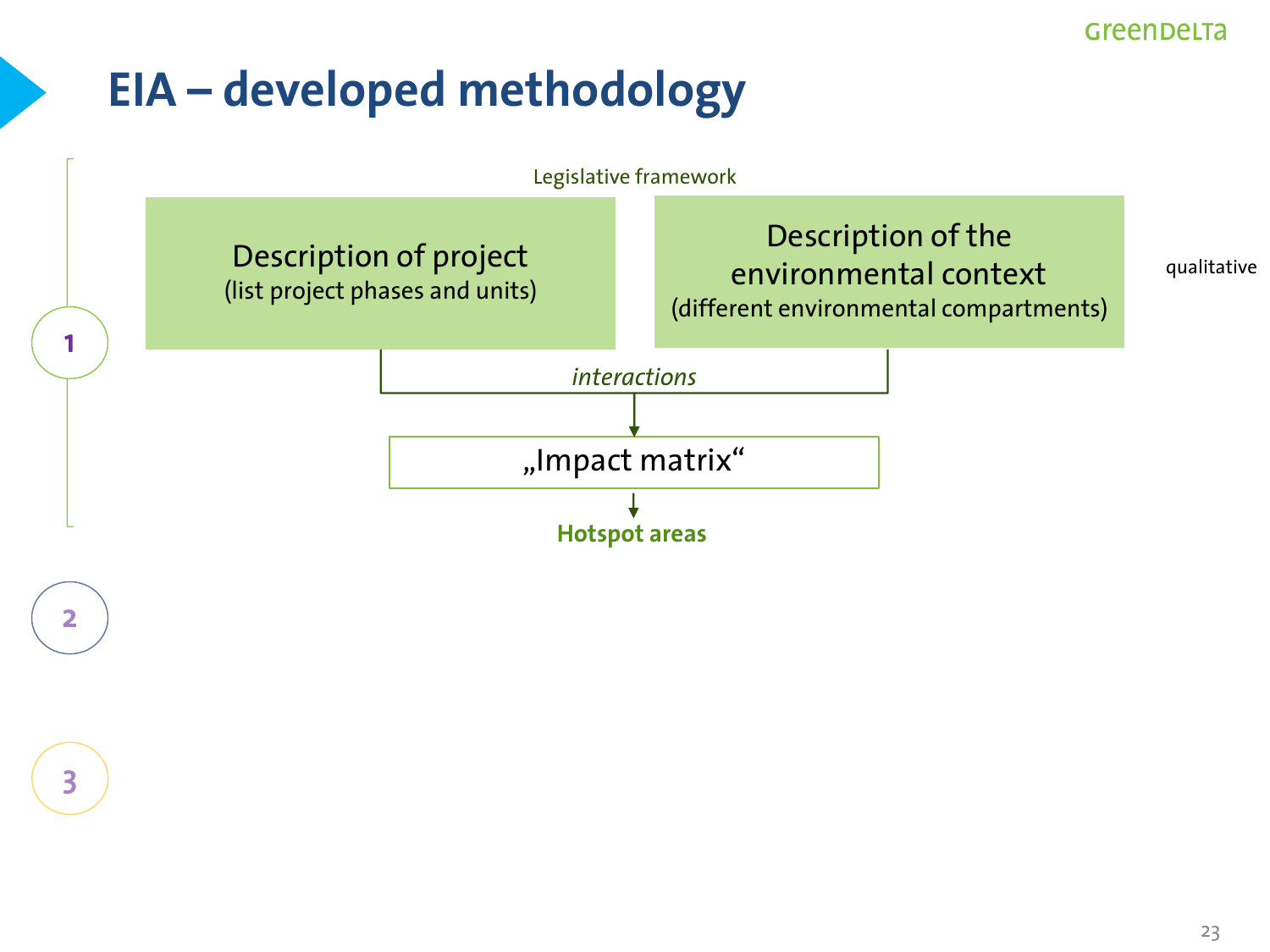# EIA – developed methodology

1

Legislative framework

**Description of project**
(list project phases and units)

**Description of the environmental context**
(different environmental compartments)

qualitative

*interactions*

„Impact matrix"

**Hotspot areas**

2

3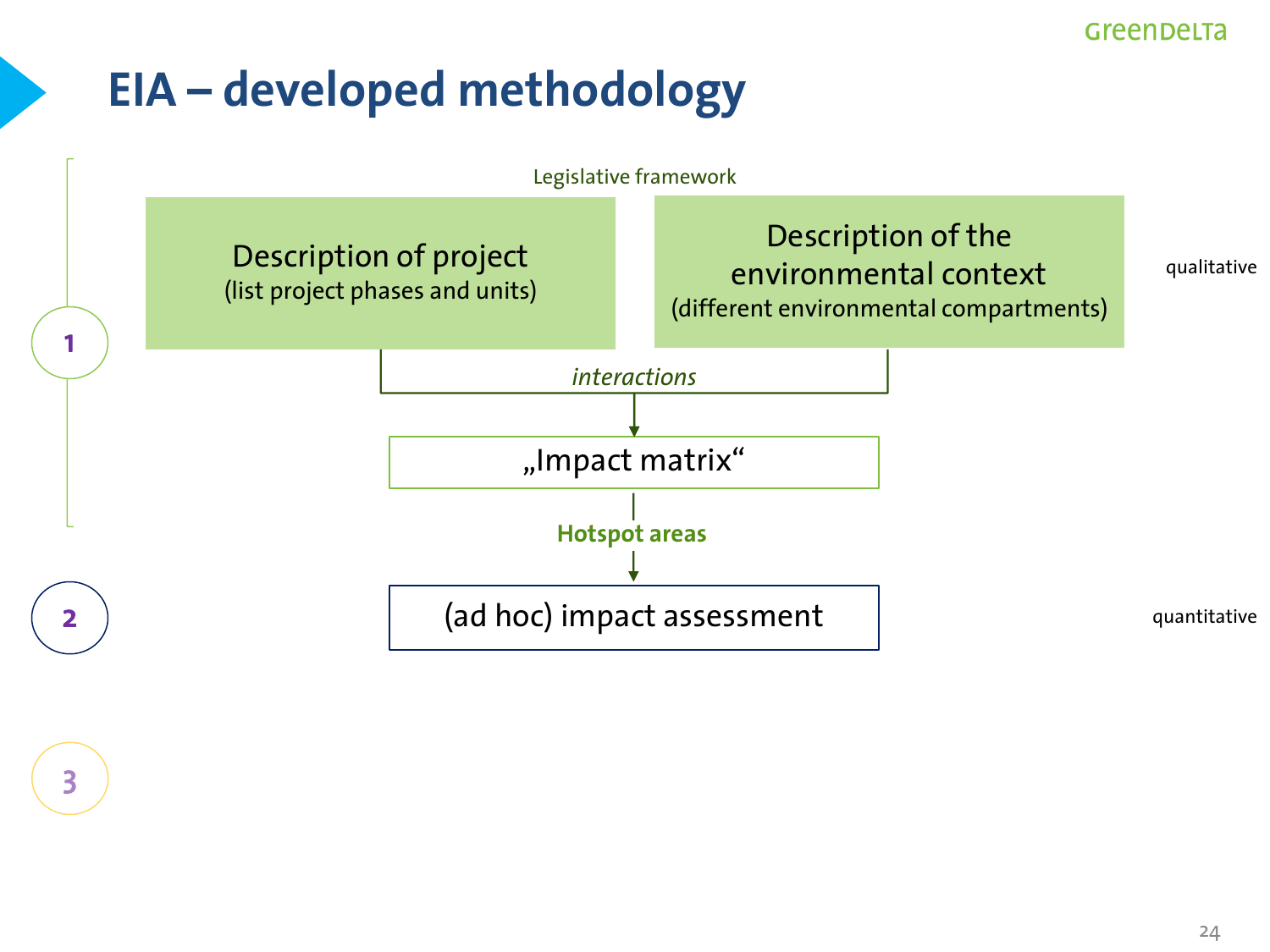# EIA – developed methodology

Legislative framework

1

**Description of project**
(list project phases and units)

**Description of the environmental context**
(different environmental compartments)

qualitative

*interactions*

„Impact matrix“

**Hotspot areas**

2

(ad hoc) impact assessment

quantitative

3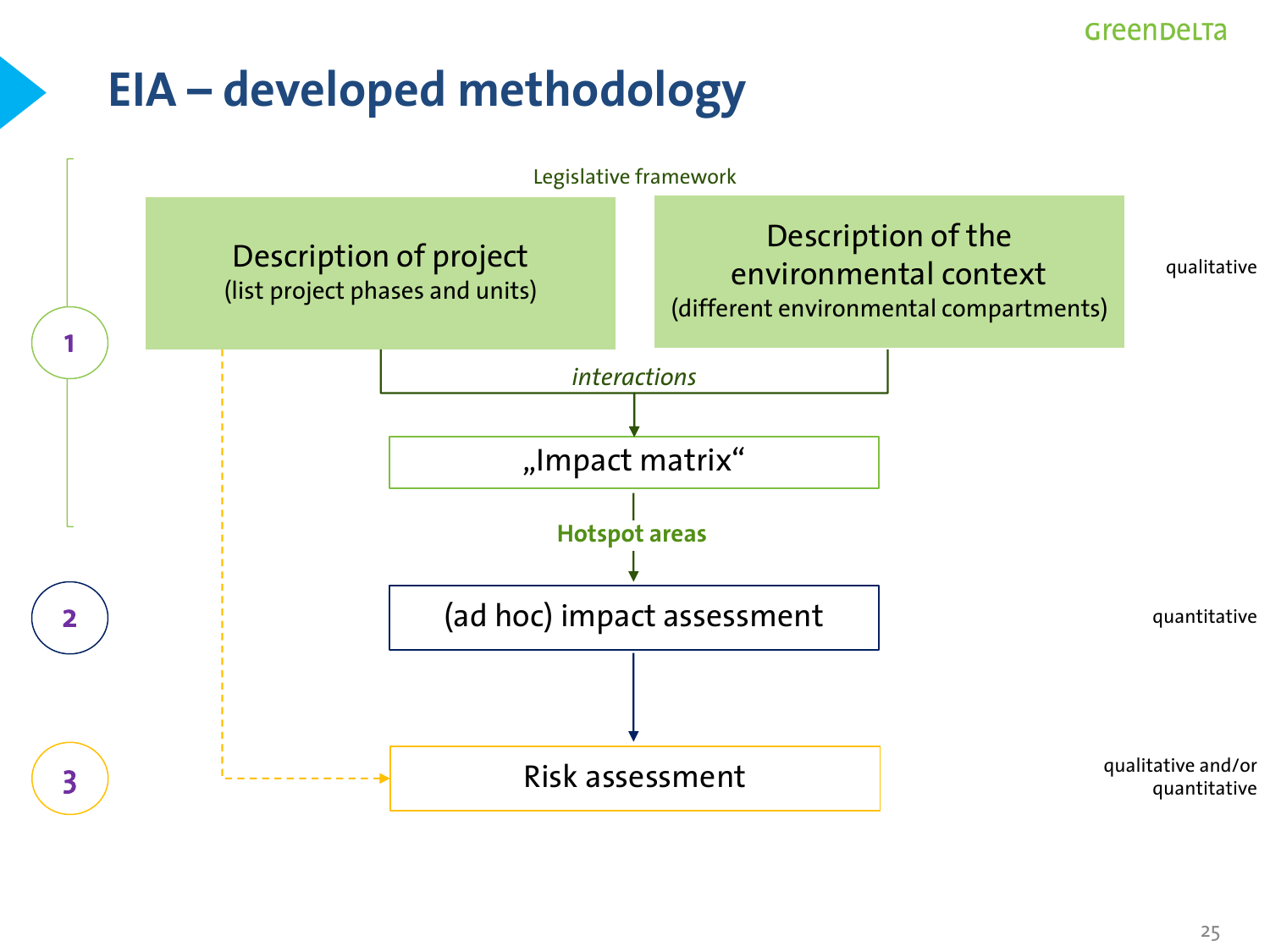# EIA – developed methodology

Legislative framework

**1**

- **Description of project** (list project phases and units)
- **Description of the environmental context** (different environmental compartments)

*qualitative*

*interactions*

„Impact matrix“

**Hotspot areas**

**2**

(ad hoc) impact assessment

*quantitative*

**3**

Risk assessment

*qualitative and/or quantitative*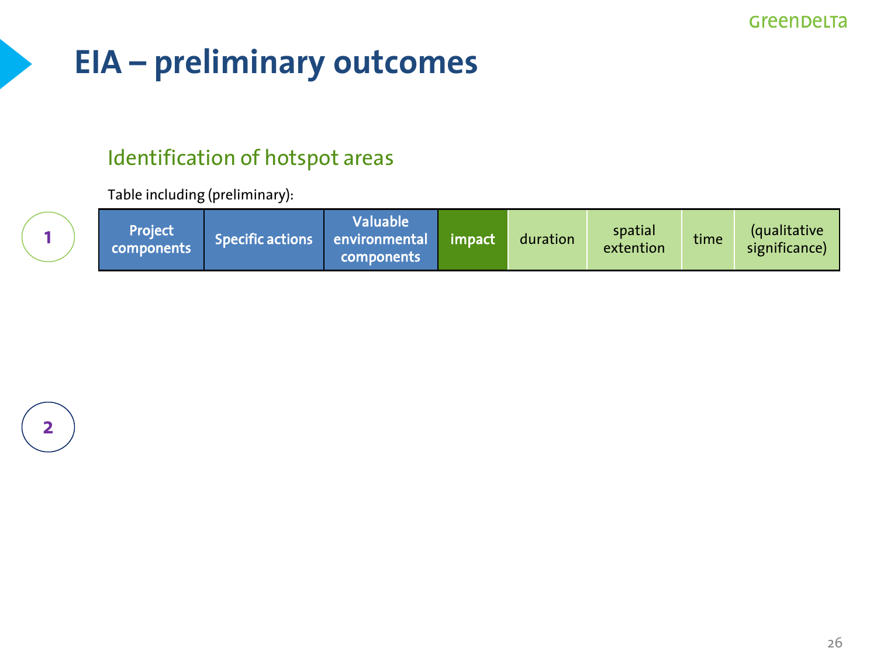# EIA – preliminary outcomes

## Identification of hotspot areas

Table including (preliminary):

1

| Project components | Specific actions | Valuable environmental components | impact | duration | spatial extention | time | (qualitative significance) |
|---|---|---|---|---|---|---|---|

2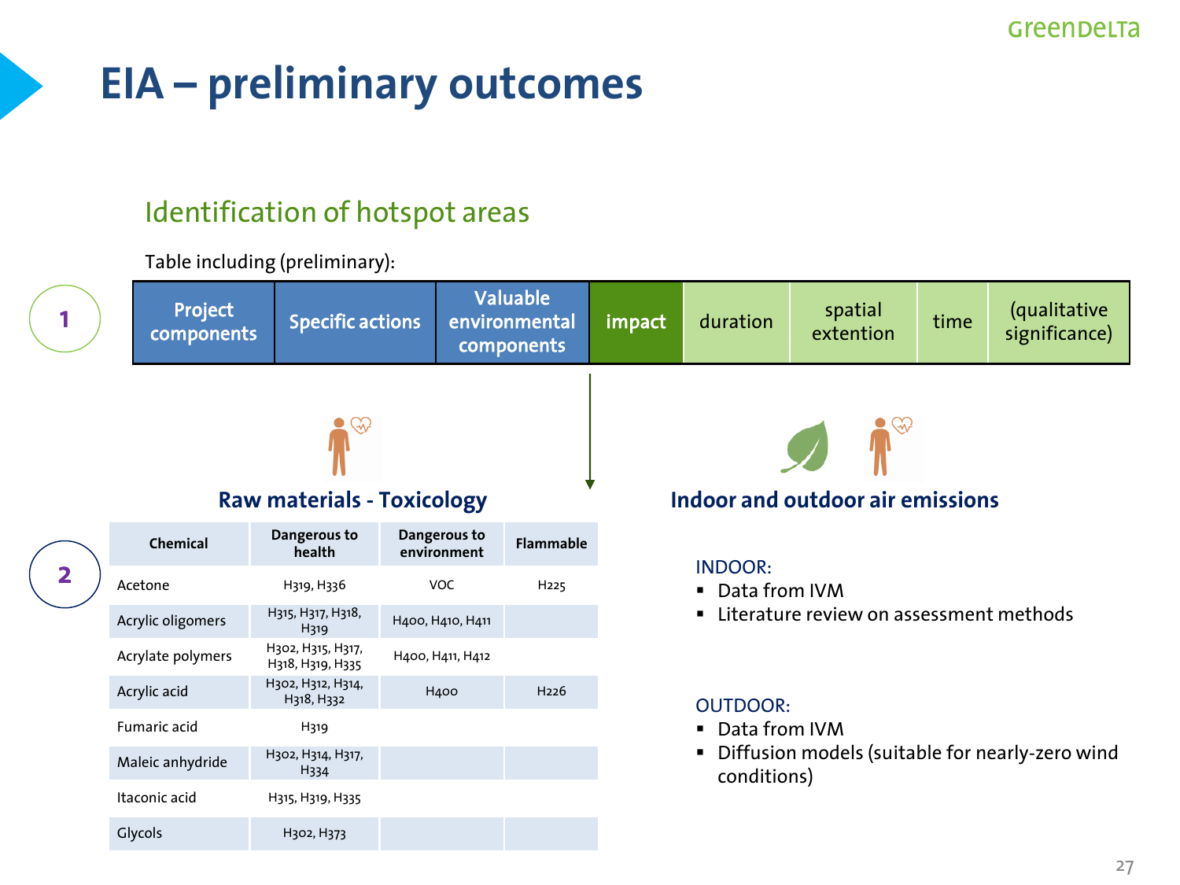# EIA – preliminary outcomes

## Identification of hotspot areas

Table including (preliminary):

1

| Project components | Specific actions | Valuable environmental components | impact | duration | spatial extention | time | (qualitative significance) |
|---|---|---|---|---|---|---|---|

2

### Raw materials - Toxicology

| Chemical | Dangerous to health | Dangerous to environment | Flammable |
|---|---|---|---|
| Acetone | H319, H336 | VOC | H225 |
| Acrylic oligomers | H315, H317, H318, H319 | H400, H410, H411 | |
| Acrylate polymers | H302, H315, H317, H318, H319, H335 | H400, H411, H412 | |
| Acrylic acid | H302, H312, H314, H318, H332 | H400 | H226 |
| Fumaric acid | H319 | | |
| Maleic anhydride | H302, H314, H317, H334 | | |
| Itaconic acid | H315, H319, H335 | | |
| Glycols | H302, H373 | | |

### Indoor and outdoor air emissions

INDOOR:

- Data from IVM
- Literature review on assessment methods

OUTDOOR:

- Data from IVM
- Diffusion models (suitable for nearly-zero wind conditions)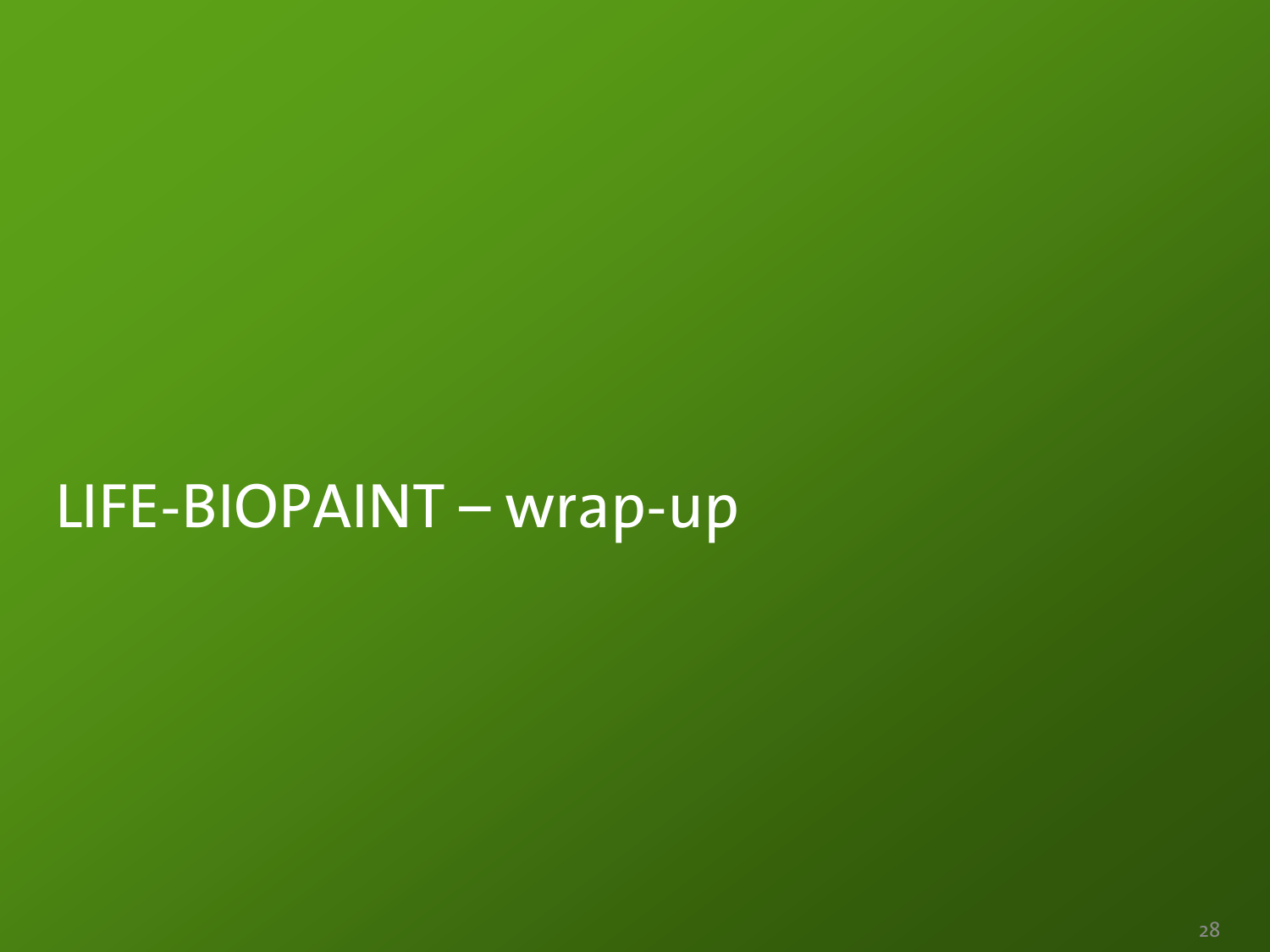# LIFE-BIOPAINT – wrap-up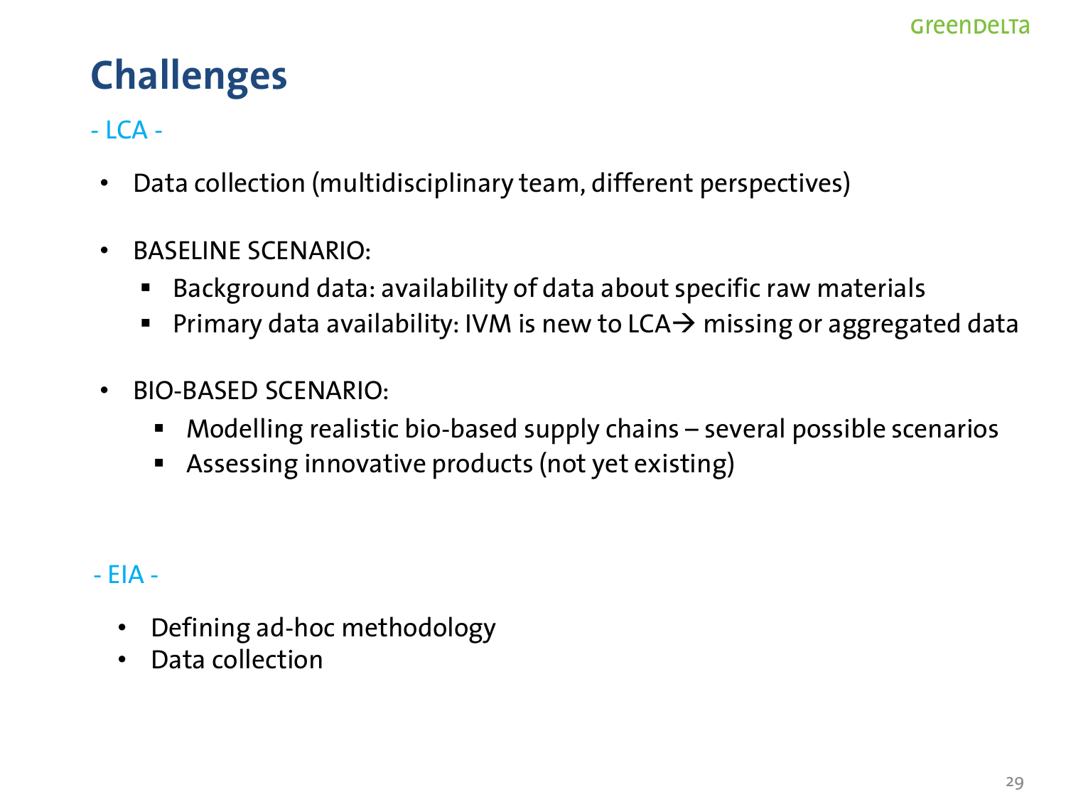# Challenges

- LCA -

- Data collection (multidisciplinary team, different perspectives)
- BASELINE SCENARIO:
  - Background data: availability of data about specific raw materials
  - Primary data availability: IVM is new to LCA→ missing or aggregated data
- BIO-BASED SCENARIO:
  - Modelling realistic bio-based supply chains – several possible scenarios
  - Assessing innovative products (not yet existing)

- EIA -

- Defining ad-hoc methodology
- Data collection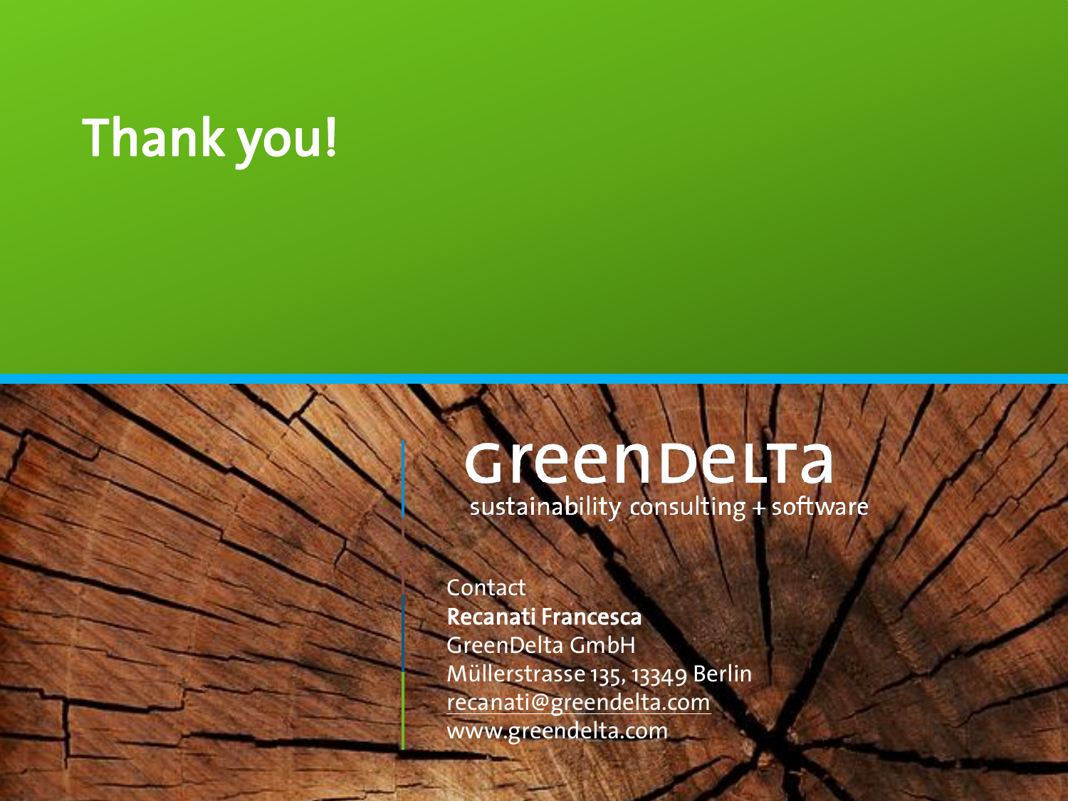# Thank you!

GreenDelta

sustainability consulting + software

Contact

**Recanati Francesca**

GreenDelta GmbH

Müllerstrasse 135, 13349 Berlin

recanati@greendelta.com

www.greendelta.com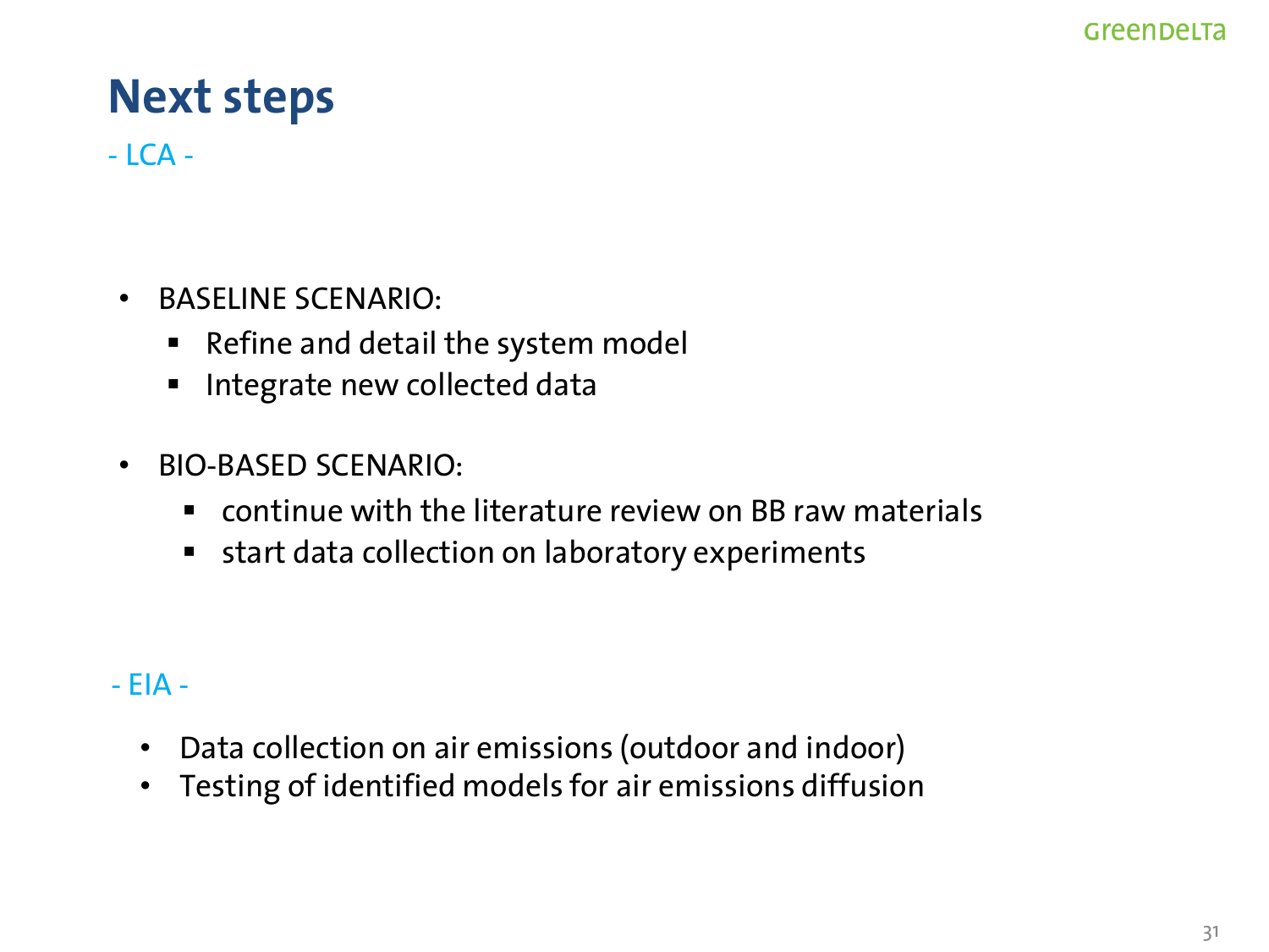# Next steps

- LCA -

- BASELINE SCENARIO:
  - Refine and detail the system model
  - Integrate new collected data

- BIO-BASED SCENARIO:
  - continue with the literature review on BB raw materials
  - start data collection on laboratory experiments

- EIA -

- Data collection on air emissions (outdoor and indoor)
- Testing of identified models for air emissions diffusion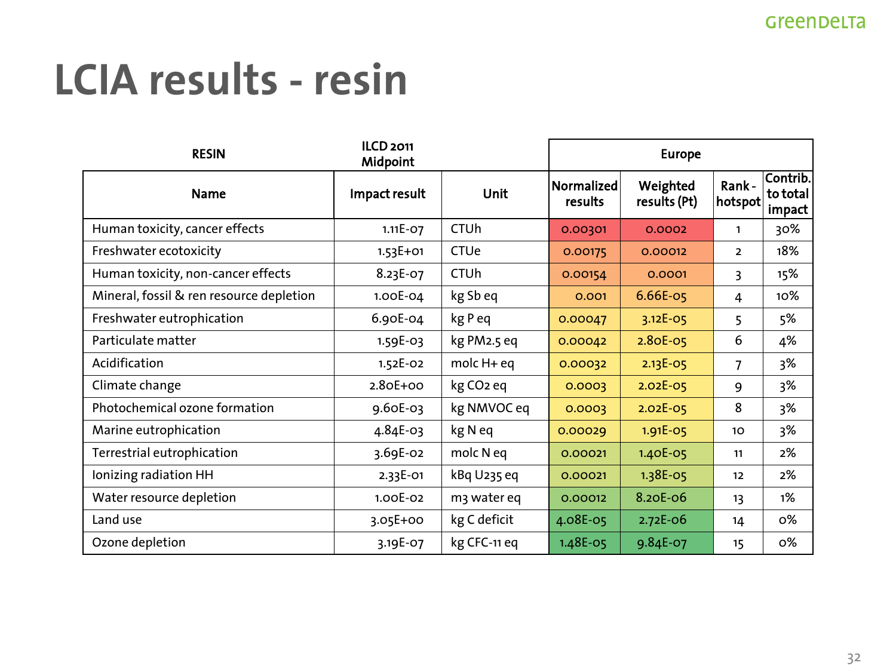# LCIA results - resin

| RESIN | ILCD 2011 Midpoint | | Europe | | | |
|---|---|---|---|---|---|---|
| Name | Impact result | Unit | Normalized results | Weighted results (Pt) | Rank - hotspot | Contrib. to total impact |
| Human toxicity, cancer effects | 1.11E-07 | CTUh | 0.00301 | 0.0002 | 1 | 30% |
| Freshwater ecotoxicity | 1.53E+01 | CTUe | 0.00175 | 0.00012 | 2 | 18% |
| Human toxicity, non-cancer effects | 8.23E-07 | CTUh | 0.00154 | 0.0001 | 3 | 15% |
| Mineral, fossil & ren resource depletion | 1.00E-04 | kg Sb eq | 0.001 | 6.66E-05 | 4 | 10% |
| Freshwater eutrophication | 6.90E-04 | kg P eq | 0.00047 | 3.12E-05 | 5 | 5% |
| Particulate matter | 1.59E-03 | kg PM2.5 eq | 0.00042 | 2.80E-05 | 6 | 4% |
| Acidification | 1.52E-02 | molc H+ eq | 0.00032 | 2.13E-05 | 7 | 3% |
| Climate change | 2.80E+00 | kg CO2 eq | 0.0003 | 2.02E-05 | 9 | 3% |
| Photochemical ozone formation | 9.60E-03 | kg NMVOC eq | 0.0003 | 2.02E-05 | 8 | 3% |
| Marine eutrophication | 4.84E-03 | kg N eq | 0.00029 | 1.91E-05 | 10 | 3% |
| Terrestrial eutrophication | 3.69E-02 | molc N eq | 0.00021 | 1.40E-05 | 11 | 2% |
| Ionizing radiation HH | 2.33E-01 | kBq U235 eq | 0.00021 | 1.38E-05 | 12 | 2% |
| Water resource depletion | 1.00E-02 | m3 water eq | 0.00012 | 8.20E-06 | 13 | 1% |
| Land use | 3.05E+00 | kg C deficit | 4.08E-05 | 2.72E-06 | 14 | 0% |
| Ozone depletion | 3.19E-07 | kg CFC-11 eq | 1.48E-05 | 9.84E-07 | 15 | 0% |